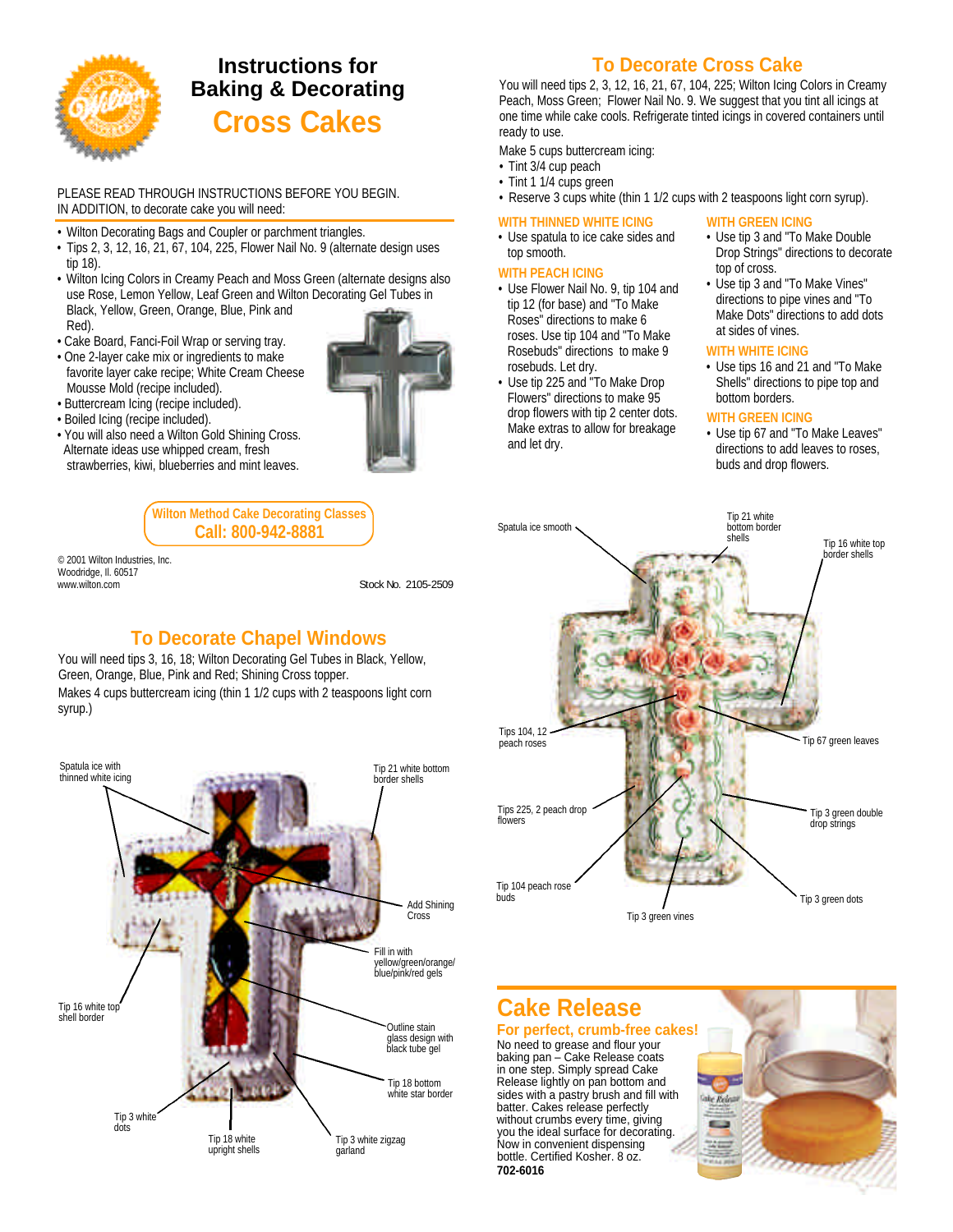# Instructions for Baking & Decorating

# Cross Cakes

PLEASE READ THROUGH INSTRUCTIONS BEFORE YOU BEGIN.
IN ADDITION, to decorate cake you will need:

- Wilton Decorating Bags and Coupler or parchment triangles.
- Tips 2, 3, 12, 16, 21, 67, 104, 225, Flower Nail No. 9 (alternate design uses tip 18).
- Wilton Icing Colors in Creamy Peach and Moss Green (alternate designs also use Rose, Lemon Yellow, Leaf Green and Wilton Decorating Gel Tubes in Black, Yellow, Green, Orange, Blue, Pink and Red).
- Cake Board, Fanci-Foil Wrap or serving tray.
- One 2-layer cake mix or ingredients to make favorite layer cake recipe; White Cream Cheese Mousse Mold (recipe included).
- Buttercream Icing (recipe included).
- Boiled Icing (recipe included).
- You will also need a Wilton Gold Shining Cross. Alternate ideas use whipped cream, fresh strawberries, kiwi, blueberries and mint leaves.

**Wilton Method Cake Decorating Classes**
**Call: 800-942-8881**

© 2001 Wilton Industries, Inc.
Woodridge, Il. 60517
www.wilton.com

Stock No. 2105-2509

## To Decorate Chapel Windows

You will need tips 3, 16, 18; Wilton Decorating Gel Tubes in Black, Yellow, Green, Orange, Blue, Pink and Red; Shining Cross topper.

Makes 4 cups buttercream icing (thin 1 1/2 cups with 2 teaspoons light corn syrup).

Spatula ice with thinned white icing
Tip 21 white bottom border shells
Add Shining Cross
Fill in with yellow/green/orange/blue/pink/red gels
Tip 16 white top shell border
Outline stain glass design with black tube gel
Tip 18 bottom white star border
Tip 3 white dots
Tip 18 white upright shells
Tip 3 white zigzag garland

## To Decorate Cross Cake

You will need tips 2, 3, 12, 16, 21, 67, 104, 225; Wilton Icing Colors in Creamy Peach, Moss Green; Flower Nail No. 9. We suggest that you tint all icings at one time while cake cools. Refrigerate tinted icings in covered containers until ready to use.

Make 5 cups buttercream icing:

- Tint 3/4 cup peach
- Tint 1 1/4 cups green
- Reserve 3 cups white (thin 1 1/2 cups with 2 teaspoons light corn syrup).

### WITH THINNED WHITE ICING

- Use spatula to ice cake sides and top smooth.

### WITH PEACH ICING

- Use Flower Nail No. 9, tip 104 and tip 12 (for base) and "To Make Roses" directions to make 6 roses. Use tip 104 and "To Make Rosebuds" directions to make 9 rosebuds. Let dry.
- Use tip 225 and "To Make Drop Flowers" directions to make 95 drop flowers with tip 2 center dots. Make extras to allow for breakage and let dry.

### WITH GREEN ICING

- Use tip 3 and "To Make Double Drop Strings" directions to decorate top of cross.
- Use tip 3 and "To Make Vines" directions to pipe vines and "To Make Dots" directions to add dots at sides of vines.

### WITH WHITE ICING

- Use tips 16 and 21 and "To Make Shells" directions to pipe top and bottom borders.

### WITH GREEN ICING

- Use tip 67 and "To Make Leaves" directions to add leaves to roses, buds and drop flowers.

Spatula ice smooth
Tip 21 white bottom border shells
Tip 16 white top border shells
Tips 104, 12 peach roses
Tip 67 green leaves
Tips 225, 2 peach drop flowers
Tip 3 green double drop strings
Tip 104 peach rose buds
Tip 3 green dots
Tip 3 green vines

## Cake Release

**For perfect, crumb-free cakes!**

No need to grease and flour your baking pan – Cake Release coats in one step. Simply spread Cake Release lightly on pan bottom and sides with a pastry brush and fill with batter. Cakes release perfectly without crumbs every time, giving you the ideal surface for decorating. Now in convenient dispensing bottle. Certified Kosher. 8 oz.
**702-6016**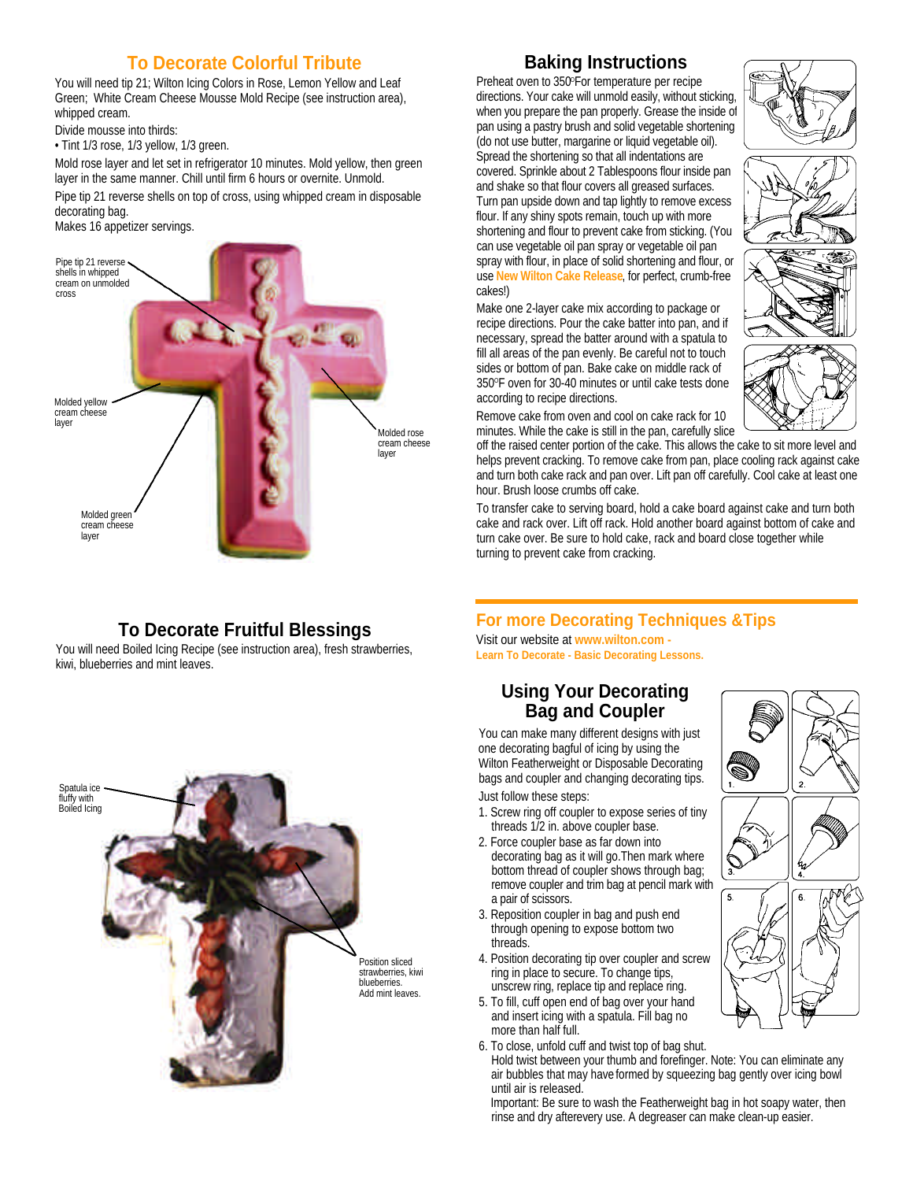## To Decorate Colorful Tribute

You will need tip 21; Wilton Icing Colors in Rose, Lemon Yellow and Leaf Green; White Cream Cheese Mousse Mold Recipe (see instruction area), whipped cream.

Divide mousse into thirds:

- Tint 1/3 rose, 1/3 yellow, 1/3 green.

Mold rose layer and let set in refrigerator 10 minutes. Mold yellow, then green layer in the same manner. Chill until firm 6 hours or overnite. Unmold.

Pipe tip 21 reverse shells on top of cross, using whipped cream in disposable decorating bag.

Makes 16 appetizer servings.

Pipe tip 21 reverse shells in whipped cream on unmolded cross

Molded yellow cream cheese layer

Molded rose cream cheese layer

Molded green cream cheese layer

## To Decorate Fruitful Blessings

You will need Boiled Icing Recipe (see instruction area), fresh strawberries, kiwi, blueberries and mint leaves.

Spatula ice fluffy with Boiled Icing

Position sliced strawberries, kiwi blueberries. Add mint leaves.

## Baking Instructions

Preheat oven to 350°F or temperature per recipe directions. Your cake will unmold easily, without sticking, when you prepare the pan properly. Grease the inside of pan using a pastry brush and solid vegetable shortening (do not use butter, margarine or liquid vegetable oil). Spread the shortening so that all indentations are covered. Sprinkle about 2 Tablespoons flour inside pan and shake so that flour covers all greased surfaces. Turn pan upside down and tap lightly to remove excess flour. If any shiny spots remain, touch up with more shortening and flour to prevent cake from sticking. (You can use vegetable oil pan spray or vegetable oil pan spray with flour, in place of solid shortening and flour, or use **New Wilton Cake Release**, for perfect, crumb-free cakes!)

Make one 2-layer cake mix according to package or recipe directions. Pour the cake batter into pan, and if necessary, spread the batter around with a spatula to fill all areas of the pan evenly. Be careful not to touch sides or bottom of pan. Bake cake on middle rack of 350°F oven for 30-40 minutes or until cake tests done according to recipe directions.

Remove cake from oven and cool on cake rack for 10 minutes. While the cake is still in the pan, carefully slice off the raised center portion of the cake. This allows the cake to sit more level and helps prevent cracking. To remove cake from pan, place cooling rack against cake and turn both cake rack and pan over. Lift pan off carefully. Cool cake at least one hour. Brush loose crumbs off cake.

To transfer cake to serving board, hold a cake board against cake and turn both cake and rack over. Lift off rack. Hold another board against bottom of cake and turn cake over. Be sure to hold cake, rack and board close together while turning to prevent cake from cracking.

## For more Decorating Techniques &Tips

Visit our website at **www.wilton.com - Learn To Decorate - Basic Decorating Lessons.**

## Using Your Decorating Bag and Coupler

You can make many different designs with just one decorating bagful of icing by using the Wilton Featherweight or Disposable Decorating bags and coupler and changing decorating tips.

Just follow these steps:

1. Screw ring off coupler to expose series of tiny threads 1/2 in. above coupler base.
2. Force coupler base as far down into decorating bag as it will go. Then mark where bottom thread of coupler shows through bag; remove coupler and trim bag at pencil mark with a pair of scissors.
3. Reposition coupler in bag and push end through opening to expose bottom two threads.
4. Position decorating tip over coupler and screw ring in place to secure. To change tips, unscrew ring, replace tip and replace ring.
5. To fill, cuff open end of bag over your hand and insert icing with a spatula. Fill bag no more than half full.
6. To close, unfold cuff and twist top of bag shut. Hold twist between your thumb and forefinger. Note: You can eliminate any air bubbles that may have formed by squeezing bag gently over icing bowl until air is released.

   Important: Be sure to wash the Featherweight bag in hot soapy water, then rinse and dry afterevery use. A degreaser can make clean-up easier.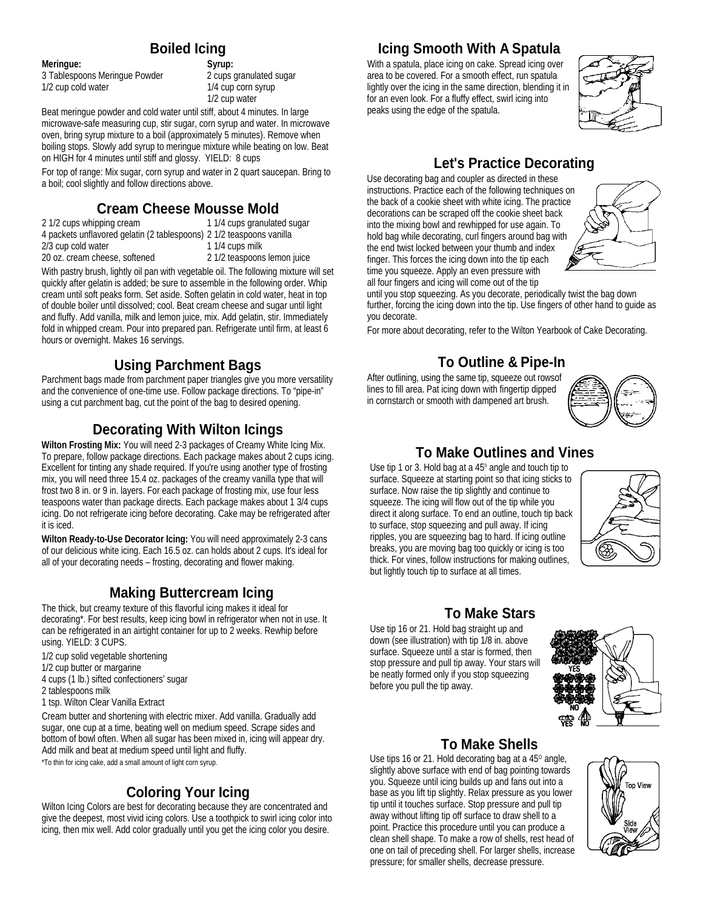## Boiled Icing

**Meringue:**
3 Tablespoons Meringue Powder
1/2 cup cold water

**Syrup:**
2 cups granulated sugar
1/4 cup corn syrup
1/2 cup water

Beat meringue powder and cold water until stiff, about 4 minutes. In large microwave-safe measuring cup, stir sugar, corn syrup and water. In microwave oven, bring syrup mixture to a boil (approximately 5 minutes). Remove when boiling stops. Slowly add syrup to meringue mixture while beating on low. Beat on HIGH for 4 minutes until stiff and glossy. YIELD: 8 cups

For top of range: Mix sugar, corn syrup and water in 2 quart saucepan. Bring to a boil; cool slightly and follow directions above.

## Cream Cheese Mousse Mold

2 1/2 cups whipping cream
4 packets unflavored gelatin (2 tablespoons)
2/3 cup cold water
20 oz. cream cheese, softened
1 1/4 cups granulated sugar
2 1/2 teaspoons vanilla
1 1/4 cups milk
2 1/2 teaspoons lemon juice

With pastry brush, lightly oil pan with vegetable oil. The following mixture will set quickly after gelatin is added; be sure to assemble in the following order. Whip cream until soft peaks form. Set aside. Soften gelatin in cold water, heat in top of double boiler until dissolved; cool. Beat cream cheese and sugar until light and fluffy. Add vanilla, milk and lemon juice, mix. Add gelatin, stir. Immediately fold in whipped cream. Pour into prepared pan. Refrigerate until firm, at least 6 hours or overnight. Makes 16 servings.

## Using Parchment Bags

Parchment bags made from parchment paper triangles give you more versatility and the convenience of one-time use. Follow package directions. To "pipe-in" using a cut parchment bag, cut the point of the bag to desired opening.

## Decorating With Wilton Icings

**Wilton Frosting Mix:** You will need 2-3 packages of Creamy White Icing Mix. To prepare, follow package directions. Each package makes about 2 cups icing. Excellent for tinting any shade required. If you're using another type of frosting mix, you will need three 15.4 oz. packages of the creamy vanilla type that will frost two 8 in. or 9 in. layers. For each package of frosting mix, use four less teaspoons water than package directs. Each package makes about 1 3/4 cups icing. Do not refrigerate icing before decorating. Cake may be refrigerated after it is iced.

**Wilton Ready-to-Use Decorator Icing:** You will need approximately 2-3 cans of our delicious white icing. Each 16.5 oz. can holds about 2 cups. It's ideal for all of your decorating needs – frosting, decorating and flower making.

## Making Buttercream Icing

The thick, but creamy texture of this flavorful icing makes it ideal for decorating*. For best results, keep icing bowl in refrigerator when not in use. It can be refrigerated in an airtight container for up to 2 weeks. Rewhip before using. YIELD: 3 CUPS.

1/2 cup solid vegetable shortening
1/2 cup butter or margarine
4 cups (1 lb.) sifted confectioners' sugar
2 tablespoons milk
1 tsp. Wilton Clear Vanilla Extract

Cream butter and shortening with electric mixer. Add vanilla. Gradually add sugar, one cup at a time, beating well on medium speed. Scrape sides and bottom of bowl often. When all sugar has been mixed in, icing will appear dry. Add milk and beat at medium speed until light and fluffy.

*To thin for icing cake, add a small amount of light corn syrup.

## Coloring Your Icing

Wilton Icing Colors are best for decorating because they are concentrated and give the deepest, most vivid icing colors. Use a toothpick to swirl icing color into icing, then mix well. Add color gradually until you get the icing color you desire.

## Icing Smooth With A Spatula

With a spatula, place icing on cake. Spread icing over area to be covered. For a smooth effect, run spatula lightly over the icing in the same direction, blending it in for an even look. For a fluffy effect, swirl icing into peaks using the edge of the spatula.

## Let's Practice Decorating

Use decorating bag and coupler as directed in these instructions. Practice each of the following techniques on the back of a cookie sheet with white icing. The practice decorations can be scraped off the cookie sheet back into the mixing bowl and rewhipped for use again. To hold bag while decorating, curl fingers around bag with the end twist locked between your thumb and index finger. This forces the icing down into the tip each time you squeeze. Apply an even pressure with all four fingers and icing will come out of the tip until you stop squeezing. As you decorate, periodically twist the bag down further, forcing the icing down into the tip. Use fingers of other hand to guide as you decorate.

For more about decorating, refer to the Wilton Yearbook of Cake Decorating.

## To Outline & Pipe-In

After outlining, using the same tip, squeeze out rowsof lines to fill area. Pat icing down with fingertip dipped in cornstarch or smooth with dampened art brush.

## To Make Outlines and Vines

Use tip 1 or 3. Hold bag at a 45° angle and touch tip to surface. Squeeze at starting point so that icing sticks to surface. Now raise the tip slightly and continue to squeeze. The icing will flow out of the tip while you direct it along surface. To end an outline, touch tip back to surface, stop squeezing and pull away. If icing ripples, you are squeezing bag to hard. If icing outline breaks, you are moving bag too quickly or icing is too thick. For vines, follow instructions for making outlines, but lightly touch tip to surface at all times.

## To Make Stars

Use tip 16 or 21. Hold bag straight up and down (see illustration) with tip 1/8 in. above surface. Squeeze until a star is formed, then stop pressure and pull tip away. Your stars will be neatly formed only if you stop squeezing before you pull the tip away.

## To Make Shells

Use tips 16 or 21. Hold decorating bag at a 45° angle, slightly above surface with end of bag pointing towards you. Squeeze until icing builds up and fans out into a base as you lift tip slightly. Relax pressure as you lower tip until it touches surface. Stop pressure and pull tip away without lifting tip off surface to draw shell to a point. Practice this procedure until you can produce a clean shell shape. To make a row of shells, rest head of one on tail of preceding shell. For larger shells, increase pressure; for smaller shells, decrease pressure.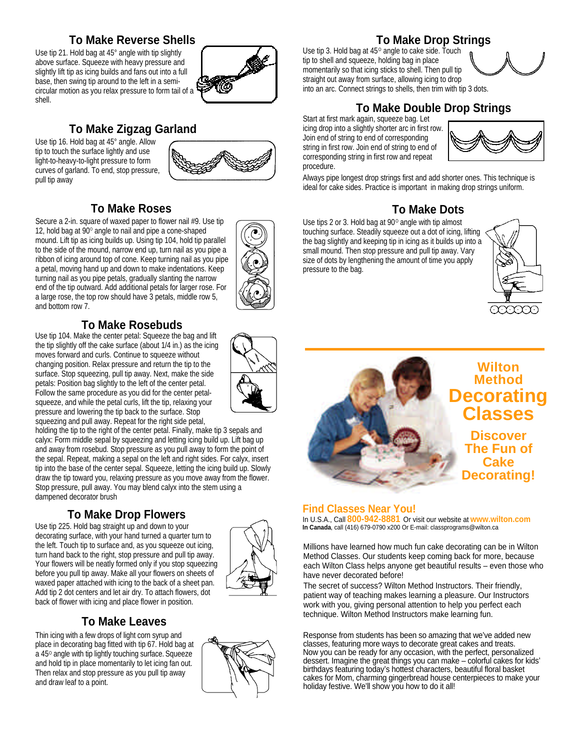## To Make Reverse Shells

Use tip 21. Hold bag at 45° angle with tip slightly above surface. Squeeze with heavy pressure and slightly lift tip as icing builds and fans out into a full base, then swing tip around to the left in a semi-circular motion as you relax pressure to form tail of a shell.

## To Make Zigzag Garland

Use tip 16. Hold bag at 45° angle. Allow tip to touch the surface lightly and use light-to-heavy-to-light pressure to form curves of garland. To end, stop pressure, pull tip away

## To Make Roses

Secure a 2-in. square of waxed paper to flower nail #9. Use tip 12, hold bag at 90° angle to nail and pipe a cone-shaped mound. Lift tip as icing builds up. Using tip 104, hold tip parallel to the side of the mound, narrow end up, turn nail as you pipe a ribbon of icing around top of cone. Keep turning nail as you pipe a petal, moving hand up and down to make indentations. Keep turning nail as you pipe petals, gradually slanting the narrow end of the tip outward. Add additional petals for larger rose. For a large rose, the top row should have 3 petals, middle row 5, and bottom row 7.

## To Make Rosebuds

Use tip 104. Make the center petal: Squeeze the bag and lift the tip slightly off the cake surface (about 1/4 in.) as the icing moves forward and curls. Continue to squeeze without changing position. Relax pressure and return the tip to the surface. Stop squeezing, pull tip away. Next, make the side petals: Position bag slightly to the left of the center petal. Follow the same procedure as you did for the center petal-squeeze, and while the petal curls, lift the tip, relaxing your pressure and lowering the tip back to the surface. Stop squeezing and pull away. Repeat for the right side petal, holding the tip to the right of the center petal. Finally, make tip 3 sepals and calyx: Form middle sepal by squeezing and letting icing build up. Lift bag up and away from rosebud. Stop pressure as you pull away to form the point of the sepal. Repeat, making a sepal on the left and right sides. For calyx, insert tip into the base of the center sepal. Squeeze, letting the icing build up. Slowly draw the tip toward you, relaxing pressure as you move away from the flower. Stop pressure, pull away. You may blend calyx into the stem using a dampened decorator brush

## To Make Drop Flowers

Use tip 225. Hold bag straight up and down to your decorating surface, with your hand turned a quarter turn to the left. Touch tip to surface and, as you squeeze out icing, turn hand back to the right, stop pressure and pull tip away. Your flowers will be neatly formed only if you stop squeezing before you pull tip away. Make all your flowers on sheets of waxed paper attached with icing to the back of a sheet pan. Add tip 2 dot centers and let air dry. To attach flowers, dot back of flower with icing and place flower in position.

## To Make Leaves

Thin icing with a few drops of light corn syrup and place in decorating bag fitted with tip 67. Hold bag at a 45° angle with tip lightly touching surface. Squeeze and hold tip in place momentarily to let icing fan out. Then relax and stop pressure as you pull tip away and draw leaf to a point.

## To Make Drop Strings

Use tip 3. Hold bag at 45° angle to cake side. Touch tip to shell and squeeze, holding bag in place momentarily so that icing sticks to shell. Then pull tip straight out away from surface, allowing icing to drop into an arc. Connect strings to shells, then trim with tip 3 dots.

## To Make Double Drop Strings

Start at first mark again, squeeze bag. Let icing drop into a slightly shorter arc in first row. Join end of string to end of corresponding string in first row. Join end of string to end of corresponding string in first row and repeat procedure.

Always pipe longest drop strings first and add shorter ones. This technique is ideal for cake sides. Practice is important in making drop strings uniform.

## To Make Dots

Use tips 2 or 3. Hold bag at 90° angle with tip almost touching surface. Steadily squeeze out a dot of icing, lifting the bag slightly and keeping tip in icing as it builds up into a small mound. Then stop pressure and pull tip away. Vary size of dots by lengthening the amount of time you apply pressure to the bag.

## Wilton Method Decorating Classes

**Discover The Fun of Cake Decorating!**

### Find Classes Near You!

In U.S.A., Call **800-942-8881** Or visit our website at **www.wilton.com**
**In Canada**, call (416) 679-0790 x200 Or E-mail: classprograms@wilton.ca

Millions have learned how much fun cake decorating can be in Wilton Method Classes. Our students keep coming back for more, because each Wilton Class helps anyone get beautiful results – even those who have never decorated before!
The secret of success? Wilton Method Instructors. Their friendly, patient way of teaching makes learning a pleasure. Our Instructors work with you, giving personal attention to help you perfect each technique. Wilton Method Instructors make learning fun.

Response from students has been so amazing that we've added new classes, featuring more ways to decorate great cakes and treats. Now you can be ready for any occasion, with the perfect, personalized dessert. Imagine the great things you can make – colorful cakes for kids' birthdays featuring today's hottest characters, beautiful floral basket cakes for Mom, charming gingerbread house centerpieces to make your holiday festive. We'll show you how to do it all!